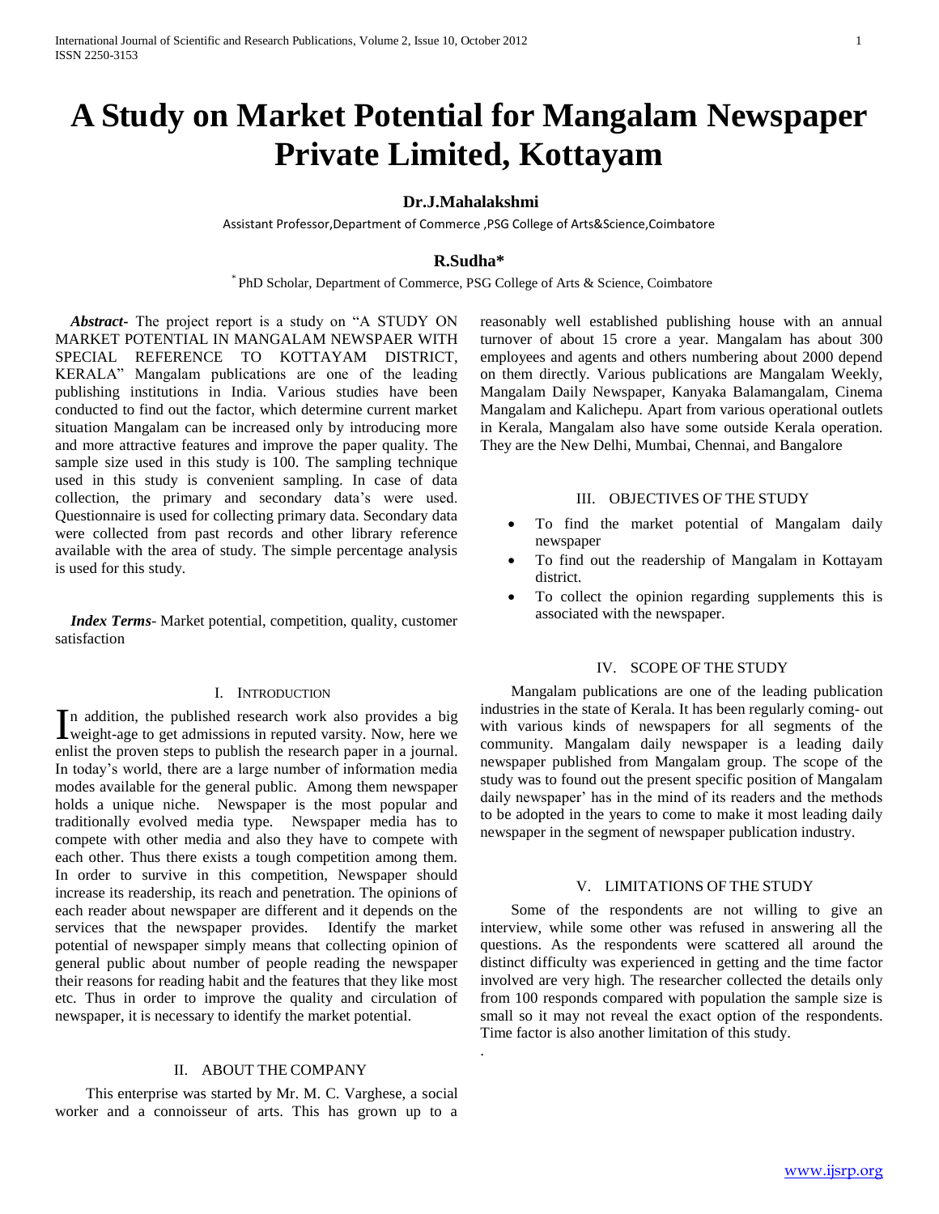# A Study on Market Potential for Mangalam Newspaper Private Limited, Kottayam

**Dr.J.Mahalakshmi**

Assistant Professor,Department of Commerce ,PSG College of Arts&Science,Coimbatore

**R.Sudha***

* PhD Scholar, Department of Commerce, PSG College of Arts & Science, Coimbatore

***Abstract-*** The project report is a study on "A STUDY ON MARKET POTENTIAL IN MANGALAM NEWSPAER WITH SPECIAL REFERENCE TO KOTTAYAM DISTRICT, KERALA" Mangalam publications are one of the leading publishing institutions in India. Various studies have been conducted to find out the factor, which determine current market situation Mangalam can be increased only by introducing more and more attractive features and improve the paper quality. The sample size used in this study is 100. The sampling technique used in this study is convenient sampling. In case of data collection, the primary and secondary data's were used. Questionnaire is used for collecting primary data. Secondary data were collected from past records and other library reference available with the area of study. The simple percentage analysis is used for this study.

***Index Terms-*** Market potential, competition, quality, customer satisfaction

## I. Introduction

In addition, the published research work also provides a big weight-age to get admissions in reputed varsity. Now, here we enlist the proven steps to publish the research paper in a journal. In today's world, there are a large number of information media modes available for the general public. Among them newspaper holds a unique niche. Newspaper is the most popular and traditionally evolved media type. Newspaper media has to compete with other media and also they have to compete with each other. Thus there exists a tough competition among them. In order to survive in this competition, Newspaper should increase its readership, its reach and penetration. The opinions of each reader about newspaper are different and it depends on the services that the newspaper provides. Identify the market potential of newspaper simply means that collecting opinion of general public about number of people reading the newspaper their reasons for reading habit and the features that they like most etc. Thus in order to improve the quality and circulation of newspaper, it is necessary to identify the market potential.

## II. About the Company

This enterprise was started by Mr. M. C. Varghese, a social worker and a connoisseur of arts. This has grown up to a reasonably well established publishing house with an annual turnover of about 15 crore a year. Mangalam has about 300 employees and agents and others numbering about 2000 depend on them directly. Various publications are Mangalam Weekly, Mangalam Daily Newspaper, Kanyaka Balamangalam, Cinema Mangalam and Kalichepu. Apart from various operational outlets in Kerala, Mangalam also have some outside Kerala operation. They are the New Delhi, Mumbai, Chennai, and Bangalore

## III. Objectives of the Study

- To find the market potential of Mangalam daily newspaper
- To find out the readership of Mangalam in Kottayam district.
- To collect the opinion regarding supplements this is associated with the newspaper.

## IV. Scope of the Study

Mangalam publications are one of the leading publication industries in the state of Kerala. It has been regularly coming- out with various kinds of newspapers for all segments of the community. Mangalam daily newspaper is a leading daily newspaper published from Mangalam group. The scope of the study was to found out the present specific position of Mangalam daily newspaper' has in the mind of its readers and the methods to be adopted in the years to come to make it most leading daily newspaper in the segment of newspaper publication industry.

## V. Limitations of the Study

Some of the respondents are not willing to give an interview, while some other was refused in answering all the questions. As the respondents were scattered all around the distinct difficulty was experienced in getting and the time factor involved are very high. The researcher collected the details only from 100 responds compared with population the sample size is small so it may not reveal the exact option of the respondents. Time factor is also another limitation of this study.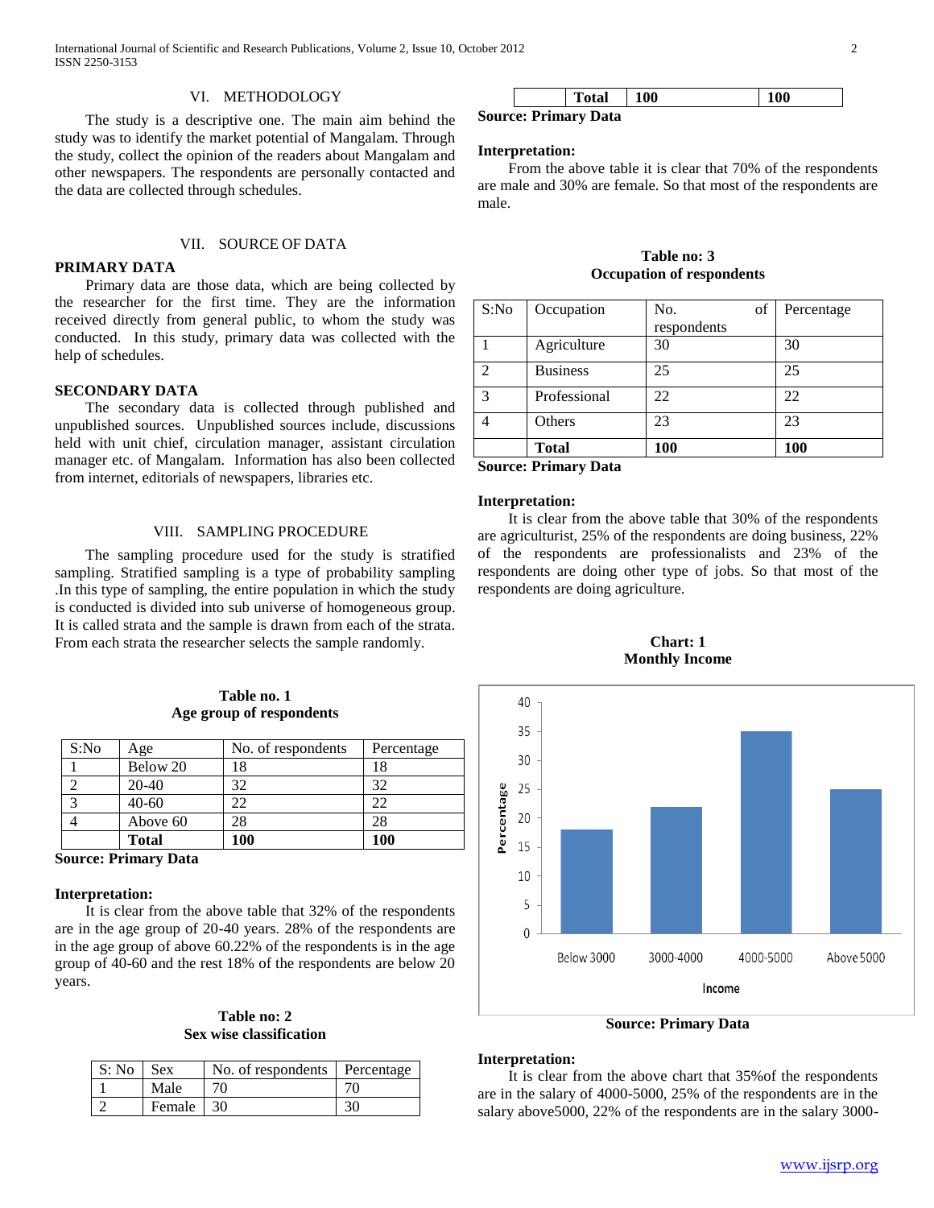## VI. METHODOLOGY

The study is a descriptive one. The main aim behind the study was to identify the market potential of Mangalam. Through the study, collect the opinion of the readers about Mangalam and other newspapers. The respondents are personally contacted and the data are collected through schedules.

## VII. SOURCE OF DATA

**PRIMARY DATA**

Primary data are those data, which are being collected by the researcher for the first time. They are the information received directly from general public, to whom the study was conducted. In this study, primary data was collected with the help of schedules.

**SECONDARY DATA**

The secondary data is collected through published and unpublished sources. Unpublished sources include, discussions held with unit chief, circulation manager, assistant circulation manager etc. of Mangalam. Information has also been collected from internet, editorials of newspapers, libraries etc.

## VIII. SAMPLING PROCEDURE

The sampling procedure used for the study is stratified sampling. Stratified sampling is a type of probability sampling .In this type of sampling, the entire population in which the study is conducted is divided into sub universe of homogeneous group. It is called strata and the sample is drawn from each of the strata. From each strata the researcher selects the sample randomly.

**Table no. 1**
**Age group of respondents**

| S:No | Age | No. of respondents | Percentage |
|---|---|---|---|
| 1 | Below 20 | 18 | 18 |
| 2 | 20-40 | 32 | 32 |
| 3 | 40-60 | 22 | 22 |
| 4 | Above 60 | 28 | 28 |
| | **Total** | **100** | **100** |

**Source: Primary Data**

**Interpretation:**

It is clear from the above table that 32% of the respondents are in the age group of 20-40 years. 28% of the respondents are in the age group of above 60.22% of the respondents is in the age group of 40-60 and the rest 18% of the respondents are below 20 years.

**Table no: 2**
**Sex wise classification**

| S: No | Sex | No. of respondents | Percentage |
|---|---|---|---|
| 1 | Male | 70 | 70 |
| 2 | Female | 30 | 30 |
| | **Total** | **100** | **100** |

**Source: Primary Data**

**Interpretation:**

From the above table it is clear that 70% of the respondents are male and 30% are female. So that most of the respondents are male.

**Table no: 3**
**Occupation of respondents**

| S:No | Occupation | No. of respondents | Percentage |
|---|---|---|---|
| 1 | Agriculture | 30 | 30 |
| 2 | Business | 25 | 25 |
| 3 | Professional | 22 | 22 |
| 4 | Others | 23 | 23 |
| | **Total** | **100** | **100** |

**Source: Primary Data**

**Interpretation:**

It is clear from the above table that 30% of the respondents are agriculturist, 25% of the respondents are doing business, 22% of the respondents are professionalists and 23% of the respondents are doing other type of jobs. So that most of the respondents are doing agriculture.

**Chart: 1**
**Monthly Income**

| Income | Percentage |
|---|---|
| Below 3000 | 18 |
| 3000-4000 | 22 |
| 4000-5000 | 35 |
| Above 5000 | 25 |

**Source: Primary Data**

**Interpretation:**

It is clear from the above chart that 35%of the respondents are in the salary of 4000-5000, 25% of the respondents are in the salary above5000, 22% of the respondents are in the salary 3000-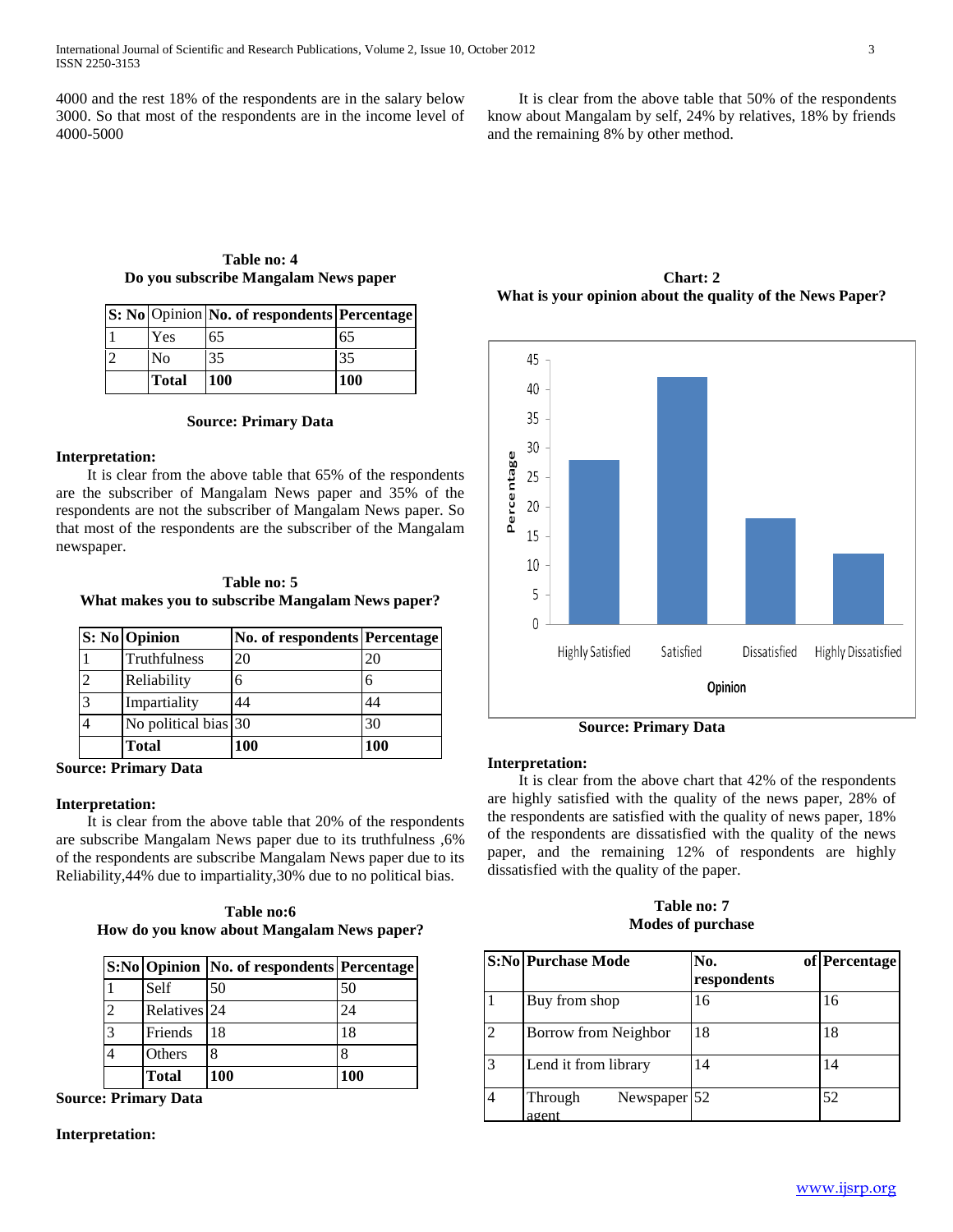4000 and the rest 18% of the respondents are in the salary below 3000. So that most of the respondents are in the income level of 4000-5000

**Table no: 4**
**Do you subscribe Mangalam News paper**

| S: No | Opinion | No. of respondents | Percentage |
|---|---|---|---|
| 1 | Yes | 65 | 65 |
| 2 | No | 35 | 35 |
| | **Total** | **100** | **100** |

**Source: Primary Data**

**Interpretation:**

It is clear from the above table that 65% of the respondents are the subscriber of Mangalam News paper and 35% of the respondents are not the subscriber of Mangalam News paper. So that most of the respondents are the subscriber of the Mangalam newspaper.

**Table no: 5**
**What makes you to subscribe Mangalam News paper?**

| S: No | Opinion | No. of respondents | Percentage |
|---|---|---|---|
| 1 | Truthfulness | 20 | 20 |
| 2 | Reliability | 6 | 6 |
| 3 | Impartiality | 44 | 44 |
| 4 | No political bias | 30 | 30 |
| | **Total** | **100** | **100** |

**Source: Primary Data**

**Interpretation:**

It is clear from the above table that 20% of the respondents are subscribe Mangalam News paper due to its truthfulness ,6% of the respondents are subscribe Mangalam News paper due to its Reliability,44% due to impartiality,30% due to no political bias.

**Table no:6**
**How do you know about Mangalam News paper?**

| S:No | Opinion | No. of respondents | Percentage |
|---|---|---|---|
| 1 | Self | 50 | 50 |
| 2 | Relatives | 24 | 24 |
| 3 | Friends | 18 | 18 |
| 4 | Others | 8 | 8 |
| | **Total** | **100** | **100** |

**Source: Primary Data**

**Interpretation:**

It is clear from the above table that 50% of the respondents know about Mangalam by self, 24% by relatives, 18% by friends and the remaining 8% by other method.

**Chart: 2**
**What is your opinion about the quality of the News Paper?**

| Opinion | Percentage |
|---|---|
| Highly Satisfied | 28 |
| Satisfied | 42 |
| Dissatisfied | 18 |
| Highly Dissatisfied | 12 |

**Source: Primary Data**

**Interpretation:**

It is clear from the above chart that 42% of the respondents are highly satisfied with the quality of the news paper, 28% of the respondents are satisfied with the quality of news paper, 18% of the respondents are dissatisfied with the quality of the news paper, and the remaining 12% of respondents are highly dissatisfied with the quality of the paper.

**Table no: 7**
**Modes of purchase**

| S:No | Purchase Mode | No. of respondents | Percentage |
|---|---|---|---|
| 1 | Buy from shop | 16 | 16 |
| 2 | Borrow from Neighbor | 18 | 18 |
| 3 | Lend it from library | 14 | 14 |
| 4 | Through Newspaper agent | 52 | 52 |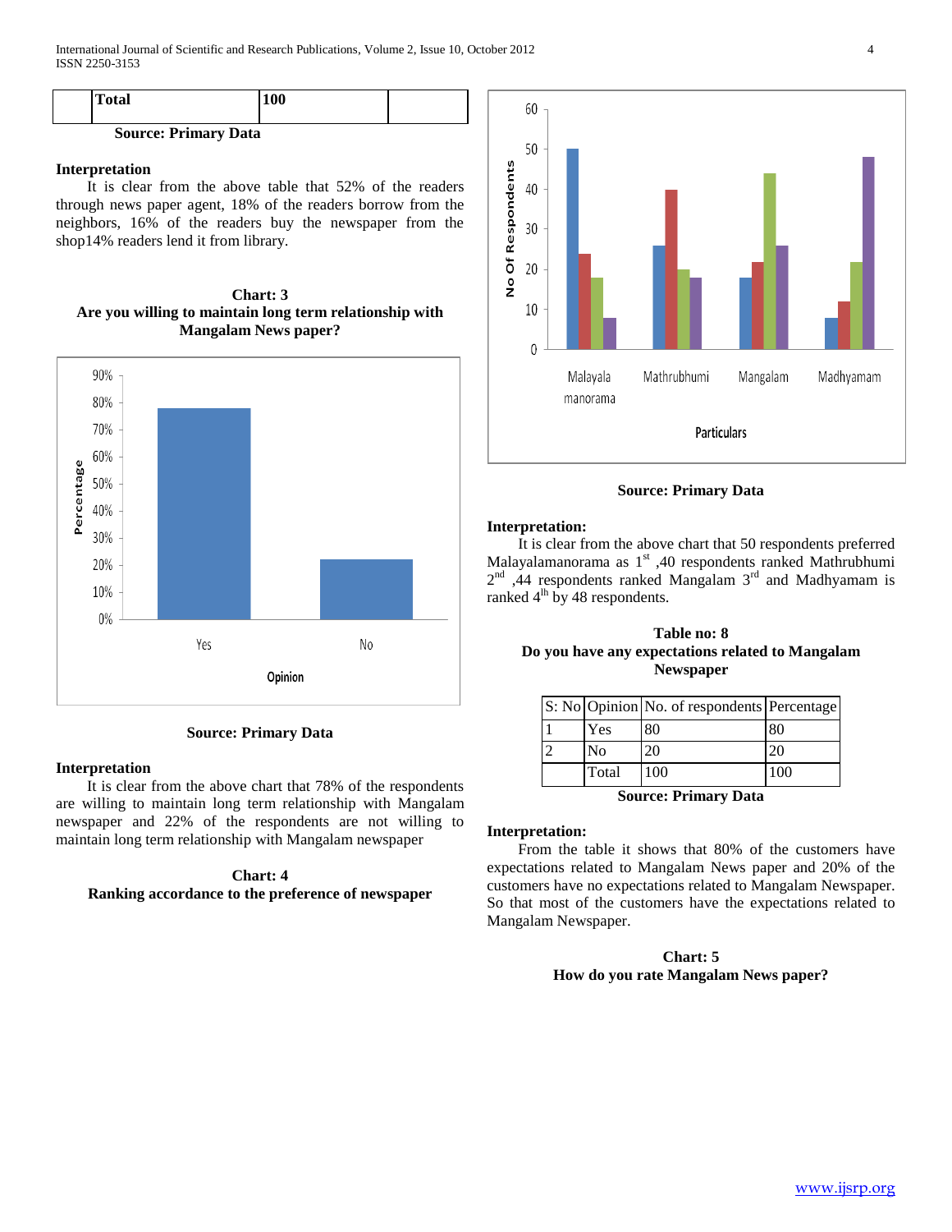| | Total | 100 | |
|---|---|---|---|

**Source: Primary Data**

**Interpretation**

It is clear from the above table that 52% of the readers through news paper agent, 18% of the readers borrow from the neighbors, 16% of the readers buy the newspaper from the shop14% readers lend it from library.

**Chart: 3**
**Are you willing to maintain long term relationship with Mangalam News paper?**

**Source: Primary Data**

**Interpretation**

It is clear from the above chart that 78% of the respondents are willing to maintain long term relationship with Mangalam newspaper and 22% of the respondents are not willing to maintain long term relationship with Mangalam newspaper

**Chart: 4**
**Ranking accordance to the preference of newspaper**

**Source: Primary Data**

**Interpretation:**

It is clear from the above chart that 50 respondents preferred Malayalamanorama as 1st ,40 respondents ranked Mathrubhumi 2nd ,44 respondents ranked Mangalam 3rd and Madhyamam is ranked 4th by 48 respondents.

**Table no: 8**
**Do you have any expectations related to Mangalam Newspaper**

| S: No | Opinion | No. of respondents | Percentage |
|---|---|---|---|
| 1 | Yes | 80 | 80 |
| 2 | No | 20 | 20 |
| | Total | 100 | 100 |

**Source: Primary Data**

**Interpretation:**

From the table it shows that 80% of the customers have expectations related to Mangalam News paper and 20% of the customers have no expectations related to Mangalam Newspaper. So that most of the customers have the expectations related to Mangalam Newspaper.

**Chart: 5**
**How do you rate Mangalam News paper?**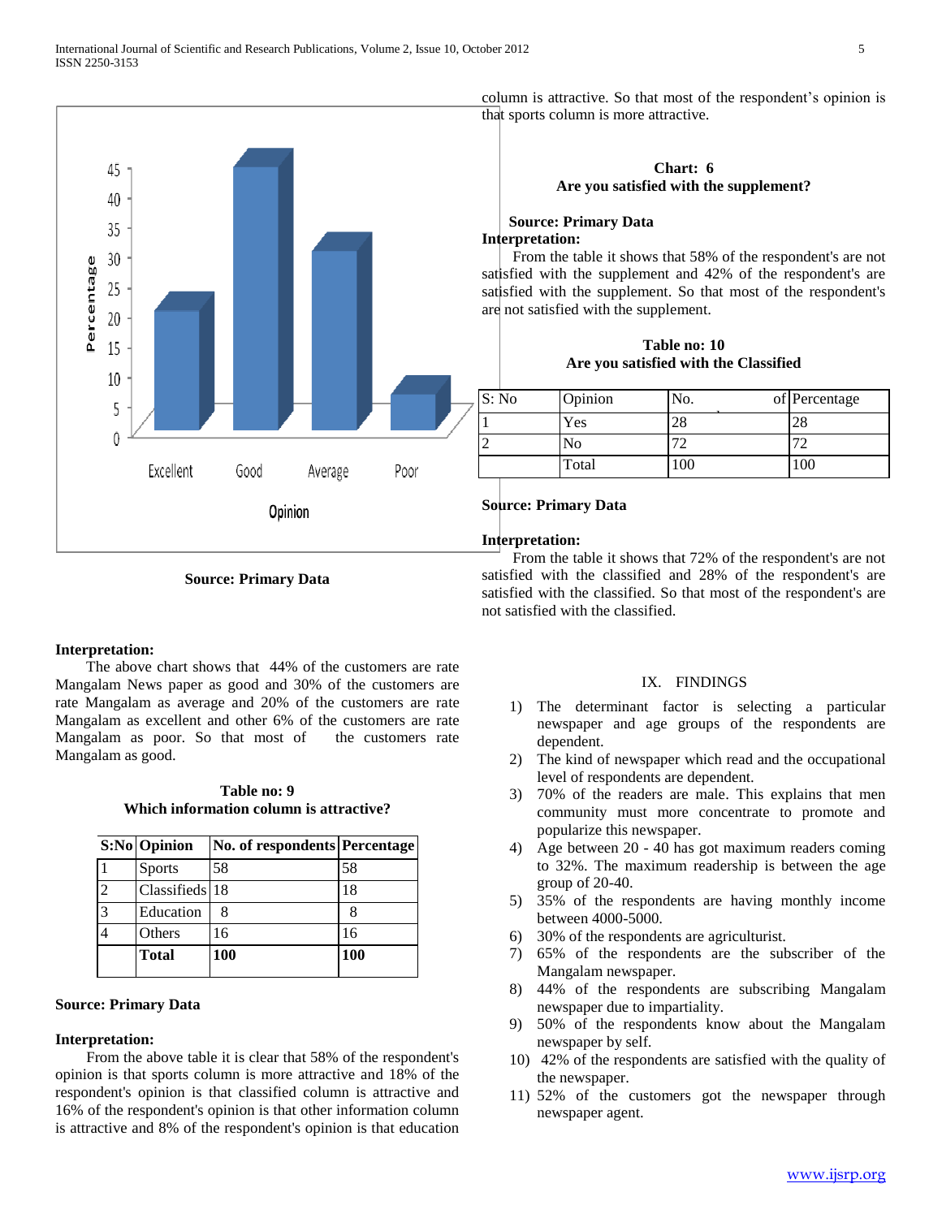Source: Primary Data

**Interpretation:**

The above chart shows that 44% of the customers are rate Mangalam News paper as good and 30% of the customers are rate Mangalam as average and 20% of the customers are rate Mangalam as excellent and other 6% of the customers are rate Mangalam as poor. So that most of the customers rate Mangalam as good.

**Table no: 9**
**Which information column is attractive?**

| S:No | Opinion | No. of respondents | Percentage |
|---|---|---|---|
| 1 | Sports | 58 | 58 |
| 2 | Classifieds | 18 | 18 |
| 3 | Education | 8 | 8 |
| 4 | Others | 16 | 16 |
| | **Total** | **100** | **100** |

**Source: Primary Data**

**Interpretation:**

From the above table it is clear that 58% of the respondent's opinion is that sports column is more attractive and 18% of the respondent's opinion is that classified column is attractive and 16% of the respondent's opinion is that other information column is attractive and 8% of the respondent's opinion is that education column is attractive. So that most of the respondent's opinion is that sports column is more attractive.

**Chart: 6**
**Are you satisfied with the supplement?**

**Source: Primary Data**

**Interpretation:**

From the table it shows that 58% of the respondent's are not satisfied with the supplement and 42% of the respondent's are satisfied with the supplement. So that most of the respondent's are not satisfied with the supplement.

**Table no: 10**
**Are you satisfied with the Classified**

| S: No | Opinion | No. of | Percentage |
|---|---|---|---|
| 1 | Yes | 28 | 28 |
| 2 | No | 72 | 72 |
| | Total | 100 | 100 |

**Source: Primary Data**

**Interpretation:**

From the table it shows that 72% of the respondent's are not satisfied with the classified and 28% of the respondent's are satisfied with the classified. So that most of the respondent's are not satisfied with the classified.

## IX. FINDINGS

1) The determinant factor is selecting a particular newspaper and age groups of the respondents are dependent.
2) The kind of newspaper which read and the occupational level of respondents are dependent.
3) 70% of the readers are male. This explains that men community must more concentrate to promote and popularize this newspaper.
4) Age between 20 - 40 has got maximum readers coming to 32%. The maximum readership is between the age group of 20-40.
5) 35% of the respondents are having monthly income between 4000-5000.
6) 30% of the respondents are agriculturist.
7) 65% of the respondents are the subscriber of the Mangalam newspaper.
8) 44% of the respondents are subscribing Mangalam newspaper due to impartiality.
9) 50% of the respondents know about the Mangalam newspaper by self.
10) 42% of the respondents are satisfied with the quality of the newspaper.
11) 52% of the customers got the newspaper through newspaper agent.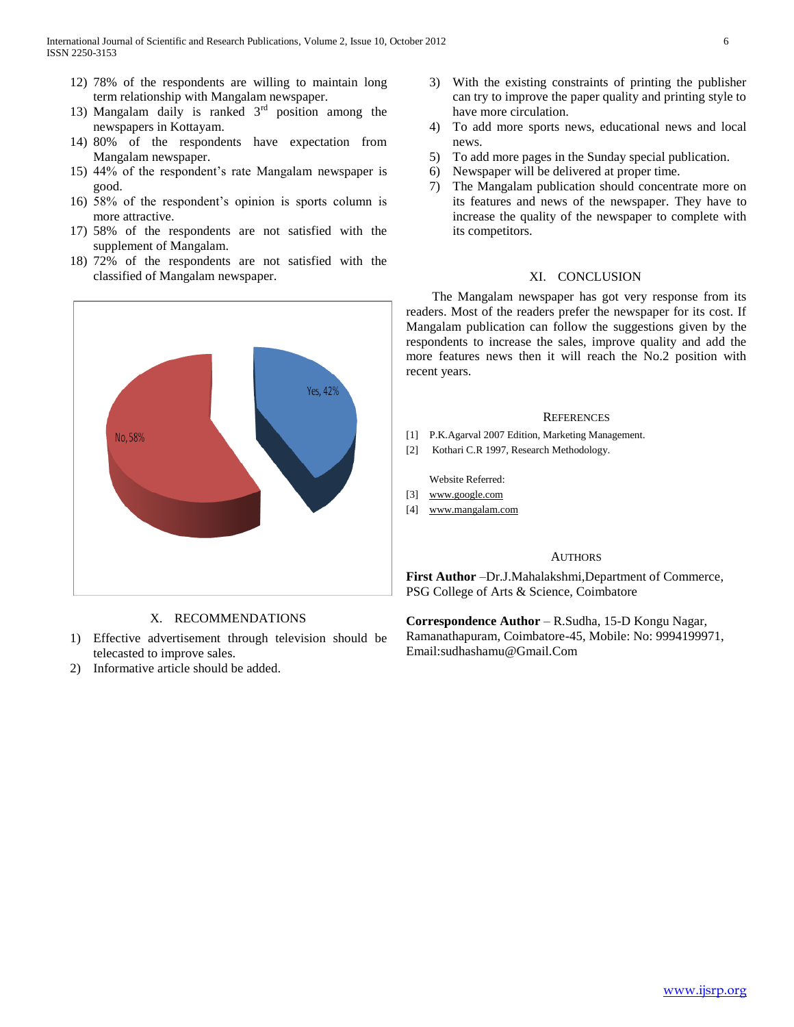12) 78% of the respondents are willing to maintain long term relationship with Mangalam newspaper.
13) Mangalam daily is ranked 3rd position among the newspapers in Kottayam.
14) 80% of the respondents have expectation from Mangalam newspaper.
15) 44% of the respondent's rate Mangalam newspaper is good.
16) 58% of the respondent's opinion is sports column is more attractive.
17) 58% of the respondents are not satisfied with the supplement of Mangalam.
18) 72% of the respondents are not satisfied with the classified of Mangalam newspaper.

Yes, 42%

No, 58%

## X. RECOMMENDATIONS

1) Effective advertisement through television should be telecasted to improve sales.
2) Informative article should be added.
3) With the existing constraints of printing the publisher can try to improve the paper quality and printing style to have more circulation.
4) To add more sports news, educational news and local news.
5) To add more pages in the Sunday special publication.
6) Newspaper will be delivered at proper time.
7) The Mangalam publication should concentrate more on its features and news of the newspaper. They have to increase the quality of the newspaper to complete with its competitors.

## XI. CONCLUSION

The Mangalam newspaper has got very response from its readers. Most of the readers prefer the newspaper for its cost. If Mangalam publication can follow the suggestions given by the respondents to increase the sales, improve quality and add the more features news then it will reach the No.2 position with recent years.

## REFERENCES

[1] P.K.Agarval 2007 Edition, Marketing Management.
[2] Kothari C.R 1997, Research Methodology.

Website Referred:

[3] www.google.com
[4] www.mangalam.com

## AUTHORS

**First Author** –Dr.J.Mahalakshmi,Department of Commerce, PSG College of Arts & Science, Coimbatore

**Correspondence Author** – R.Sudha, 15-D Kongu Nagar, Ramanathapuram, Coimbatore-45, Mobile: No: 9994199971, Email:sudhashamu@Gmail.Com